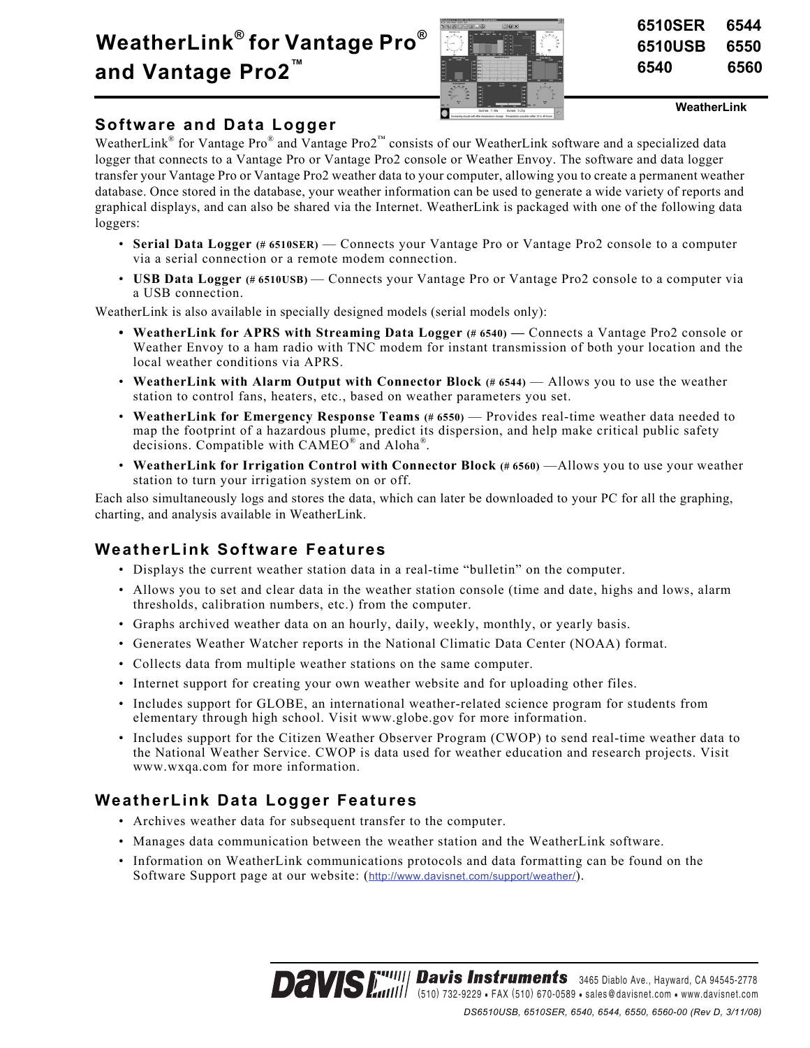# WeatherLink® for Vantage Pro® and Vantage Pro2™

6510SER 6544
6510USB 6550
6540 6560

WeatherLink

## Software and Data Logger

WeatherLink® for Vantage Pro® and Vantage Pro2™ consists of our WeatherLink software and a specialized data logger that connects to a Vantage Pro or Vantage Pro2 console or Weather Envoy. The software and data logger transfer your Vantage Pro or Vantage Pro2 weather data to your computer, allowing you to create a permanent weather database. Once stored in the database, your weather information can be used to generate a wide variety of reports and graphical displays, and can also be shared via the Internet. WeatherLink is packaged with one of the following data loggers:

- **Serial Data Logger (# 6510SER)** — Connects your Vantage Pro or Vantage Pro2 console to a computer via a serial connection or a remote modem connection.
- **USB Data Logger (# 6510USB)** — Connects your Vantage Pro or Vantage Pro2 console to a computer via a USB connection.

WeatherLink is also available in specially designed models (serial models only):

- **WeatherLink for APRS with Streaming Data Logger (# 6540) —** Connects a Vantage Pro2 console or Weather Envoy to a ham radio with TNC modem for instant transmission of both your location and the local weather conditions via APRS.
- **WeatherLink with Alarm Output with Connector Block (# 6544)** — Allows you to use the weather station to control fans, heaters, etc., based on weather parameters you set.
- **WeatherLink for Emergency Response Teams (# 6550)** — Provides real-time weather data needed to map the footprint of a hazardous plume, predict its dispersion, and help make critical public safety decisions. Compatible with CAMEO® and Aloha®.
- **WeatherLink for Irrigation Control with Connector Block (# 6560)** —Allows you to use your weather station to turn your irrigation system on or off.

Each also simultaneously logs and stores the data, which can later be downloaded to your PC for all the graphing, charting, and analysis available in WeatherLink.

## WeatherLink Software Features

- Displays the current weather station data in a real-time "bulletin" on the computer.
- Allows you to set and clear data in the weather station console (time and date, highs and lows, alarm thresholds, calibration numbers, etc.) from the computer.
- Graphs archived weather data on an hourly, daily, weekly, monthly, or yearly basis.
- Generates Weather Watcher reports in the National Climatic Data Center (NOAA) format.
- Collects data from multiple weather stations on the same computer.
- Internet support for creating your own weather website and for uploading other files.
- Includes support for GLOBE, an international weather-related science program for students from elementary through high school. Visit www.globe.gov for more information.
- Includes support for the Citizen Weather Observer Program (CWOP) to send real-time weather data to the National Weather Service. CWOP is data used for weather education and research projects. Visit www.wxqa.com for more information.

## WeatherLink Data Logger Features

- Archives weather data for subsequent transfer to the computer.
- Manages data communication between the weather station and the WeatherLink software.
- Information on WeatherLink communications protocols and data formatting can be found on the Software Support page at our website: (http://www.davisnet.com/support/weather/).

Davis Instruments 3465 Diablo Ave., Hayward, CA 94545-2778
(510) 732-9229 • FAX (510) 670-0589 • sales@davisnet.com • www.davisnet.com

DS6510USB, 6510SER, 6540, 6544, 6550, 6560-00 (Rev D, 3/11/08)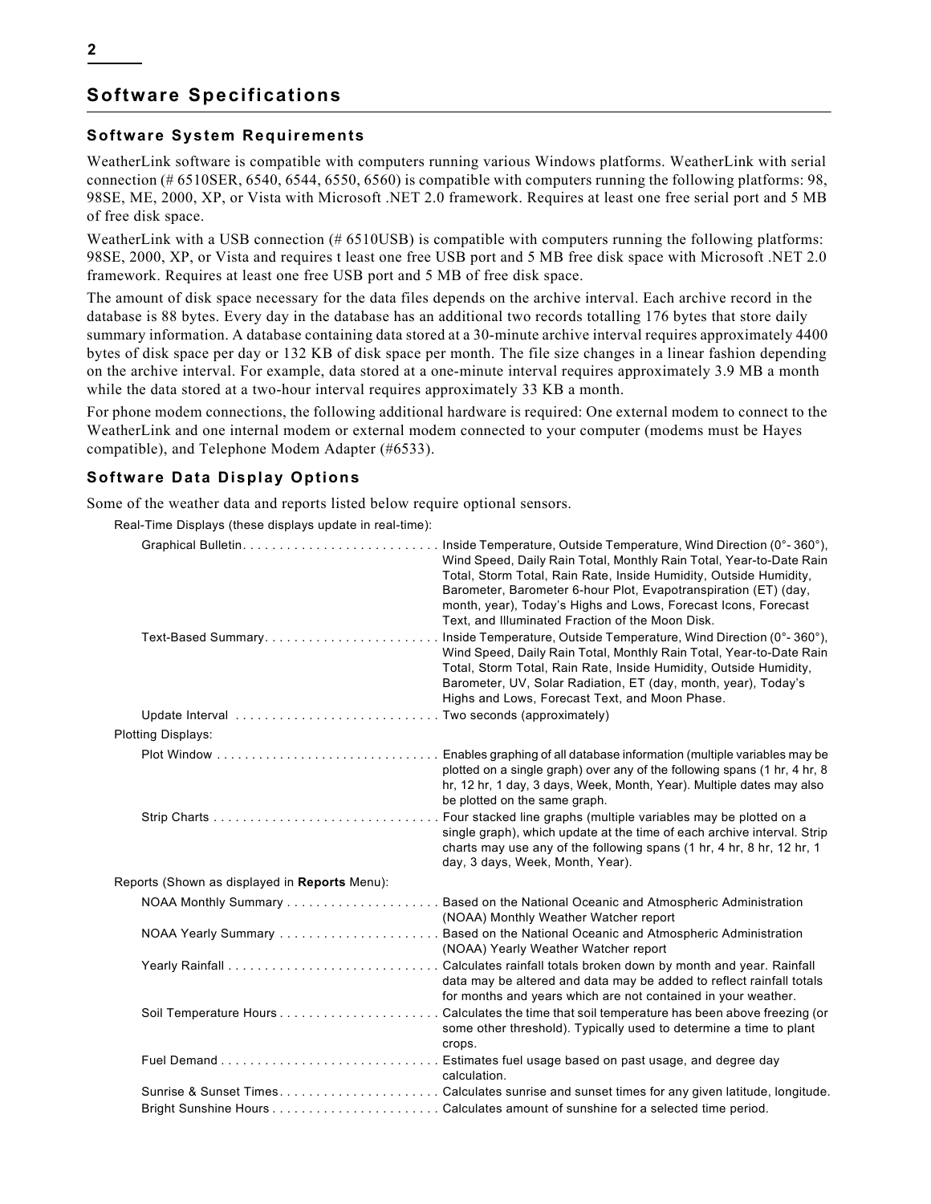## Software Specifications

### Software System Requirements

WeatherLink software is compatible with computers running various Windows platforms. WeatherLink with serial connection (# 6510SER, 6540, 6544, 6550, 6560) is compatible with computers running the following platforms: 98, 98SE, ME, 2000, XP, or Vista with Microsoft .NET 2.0 framework. Requires at least one free serial port and 5 MB of free disk space.

WeatherLink with a USB connection (# 6510USB) is compatible with computers running the following platforms: 98SE, 2000, XP, or Vista and requires t least one free USB port and 5 MB free disk space with Microsoft .NET 2.0 framework. Requires at least one free USB port and 5 MB of free disk space.

The amount of disk space necessary for the data files depends on the archive interval. Each archive record in the database is 88 bytes. Every day in the database has an additional two records totalling 176 bytes that store daily summary information. A database containing data stored at a 30-minute archive interval requires approximately 4400 bytes of disk space per day or 132 KB of disk space per month. The file size changes in a linear fashion depending on the archive interval. For example, data stored at a one-minute interval requires approximately 3.9 MB a month while the data stored at a two-hour interval requires approximately 33 KB a month.

For phone modem connections, the following additional hardware is required: One external modem to connect to the WeatherLink and one internal modem or external modem connected to your computer (modems must be Hayes compatible), and Telephone Modem Adapter (#6533).

### Software Data Display Options

Some of the weather data and reports listed below require optional sensors.

Real-Time Displays (these displays update in real-time):

| | |
|---|---|
| Graphical Bulletin | Inside Temperature, Outside Temperature, Wind Direction (0°- 360°), Wind Speed, Daily Rain Total, Monthly Rain Total, Year-to-Date Rain Total, Storm Total, Rain Rate, Inside Humidity, Outside Humidity, Barometer, Barometer 6-hour Plot, Evapotranspiration (ET) (day, month, year), Today's Highs and Lows, Forecast Icons, Forecast Text, and Illuminated Fraction of the Moon Disk. |
| Text-Based Summary | Inside Temperature, Outside Temperature, Wind Direction (0°- 360°), Wind Speed, Daily Rain Total, Monthly Rain Total, Year-to-Date Rain Total, Storm Total, Rain Rate, Inside Humidity, Outside Humidity, Barometer, UV, Solar Radiation, ET (day, month, year), Today's Highs and Lows, Forecast Text, and Moon Phase. |
| Update Interval | Two seconds (approximately) |

Plotting Displays:

| | |
|---|---|
| Plot Window | Enables graphing of all database information (multiple variables may be plotted on a single graph) over any of the following spans (1 hr, 4 hr, 8 hr, 12 hr, 1 day, 3 days, Week, Month, Year). Multiple dates may also be plotted on the same graph. |
| Strip Charts | Four stacked line graphs (multiple variables may be plotted on a single graph), which update at the time of each archive interval. Strip charts may use any of the following spans (1 hr, 4 hr, 8 hr, 12 hr, 1 day, 3 days, Week, Month, Year). |

Reports (Shown as displayed in **Reports** Menu):

| | |
|---|---|
| NOAA Monthly Summary | Based on the National Oceanic and Atmospheric Administration (NOAA) Monthly Weather Watcher report |
| NOAA Yearly Summary | Based on the National Oceanic and Atmospheric Administration (NOAA) Yearly Weather Watcher report |
| Yearly Rainfall | Calculates rainfall totals broken down by month and year. Rainfall data may be altered and data may be added to reflect rainfall totals for months and years which are not contained in your weather. |
| Soil Temperature Hours | Calculates the time that soil temperature has been above freezing (or some other threshold). Typically used to determine a time to plant crops. |
| Fuel Demand | Estimates fuel usage based on past usage, and degree day calculation. |
| Sunrise & Sunset Times | Calculates sunrise and sunset times for any given latitude, longitude. |
| Bright Sunshine Hours | Calculates amount of sunshine for a selected time period. |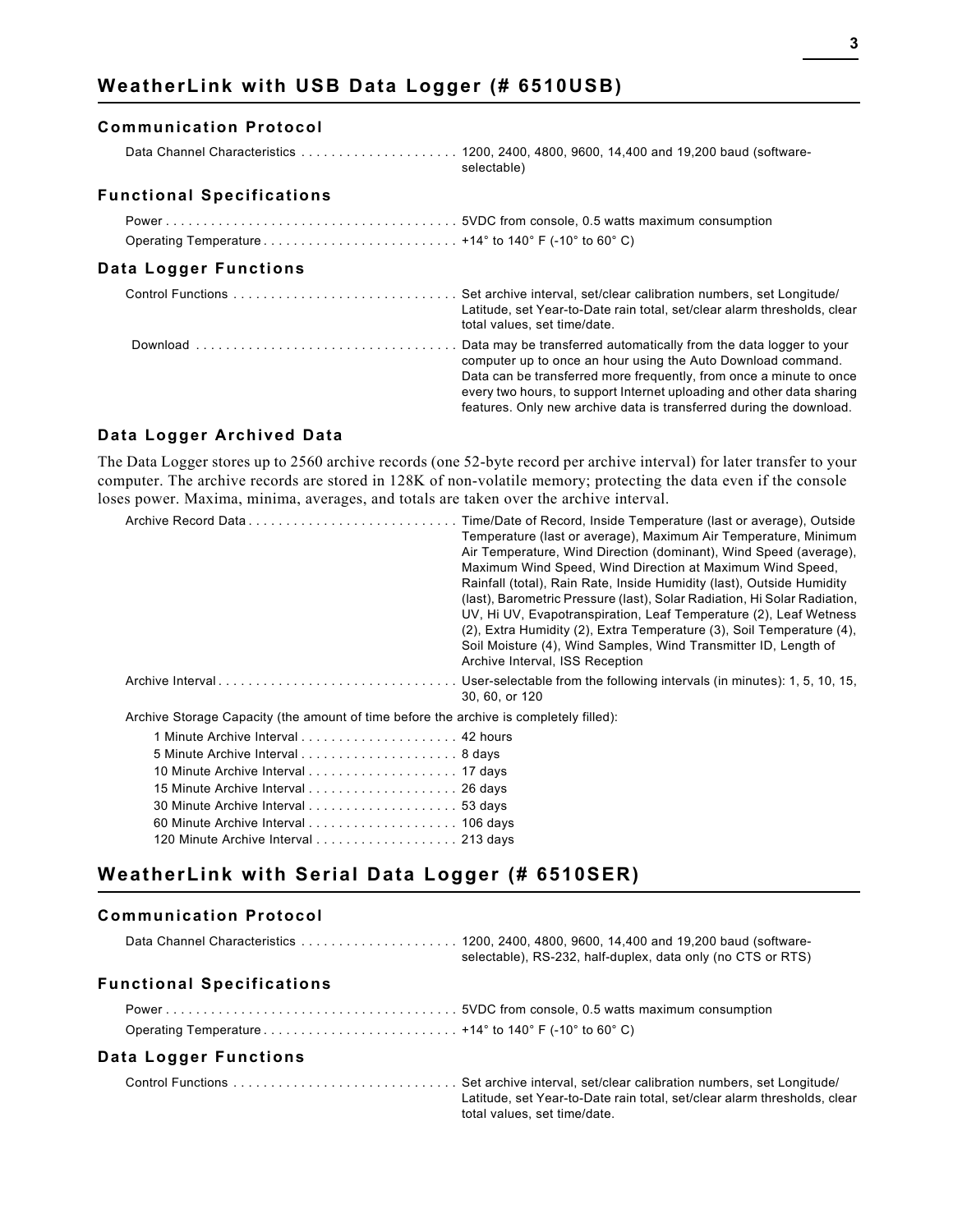## WeatherLink with USB Data Logger (# 6510USB)

### Communication Protocol

Data Channel Characteristics ..................... 1200, 2400, 4800, 9600, 14,400 and 19,200 baud (software-selectable)

### Functional Specifications

Power ....................................... 5VDC from console, 0.5 watts maximum consumption

Operating Temperature ......................... +14° to 140° F (-10° to 60° C)

### Data Logger Functions

Control Functions ............................. Set archive interval, set/clear calibration numbers, set Longitude/Latitude, set Year-to-Date rain total, set/clear alarm thresholds, clear total values, set time/date.

Download .................................. Data may be transferred automatically from the data logger to your computer up to once an hour using the Auto Download command. Data can be transferred more frequently, from once a minute to once every two hours, to support Internet uploading and other data sharing features. Only new archive data is transferred during the download.

### Data Logger Archived Data

The Data Logger stores up to 2560 archive records (one 52-byte record per archive interval) for later transfer to your computer. The archive records are stored in 128K of non-volatile memory; protecting the data even if the console loses power. Maxima, minima, averages, and totals are taken over the archive interval.

Archive Record Data ........................... Time/Date of Record, Inside Temperature (last or average), Outside Temperature (last or average), Maximum Air Temperature, Minimum Air Temperature, Wind Direction (dominant), Wind Speed (average), Maximum Wind Speed, Wind Direction at Maximum Wind Speed, Rainfall (total), Rain Rate, Inside Humidity (last), Outside Humidity (last), Barometric Pressure (last), Solar Radiation, Hi Solar Radiation, UV, Hi UV, Evapotranspiration, Leaf Temperature (2), Leaf Wetness (2), Extra Humidity (2), Extra Temperature (3), Soil Temperature (4), Soil Moisture (4), Wind Samples, Wind Transmitter ID, Length of Archive Interval, ISS Reception

Archive Interval ............................... User-selectable from the following intervals (in minutes): 1, 5, 10, 15, 30, 60, or 120

Archive Storage Capacity (the amount of time before the archive is completely filled):

- 1 Minute Archive Interval ..................... 42 hours
- 5 Minute Archive Interval ..................... 8 days
- 10 Minute Archive Interval .................... 17 days
- 15 Minute Archive Interval .................... 26 days
- 30 Minute Archive Interval .................... 53 days
- 60 Minute Archive Interval .................... 106 days
- 120 Minute Archive Interval ................... 213 days

## WeatherLink with Serial Data Logger (# 6510SER)

### Communication Protocol

Data Channel Characteristics ..................... 1200, 2400, 4800, 9600, 14,400 and 19,200 baud (software-selectable), RS-232, half-duplex, data only (no CTS or RTS)

### Functional Specifications

Power ....................................... 5VDC from console, 0.5 watts maximum consumption

Operating Temperature ......................... +14° to 140° F (-10° to 60° C)

### Data Logger Functions

Control Functions ............................. Set archive interval, set/clear calibration numbers, set Longitude/Latitude, set Year-to-Date rain total, set/clear alarm thresholds, clear total values, set time/date.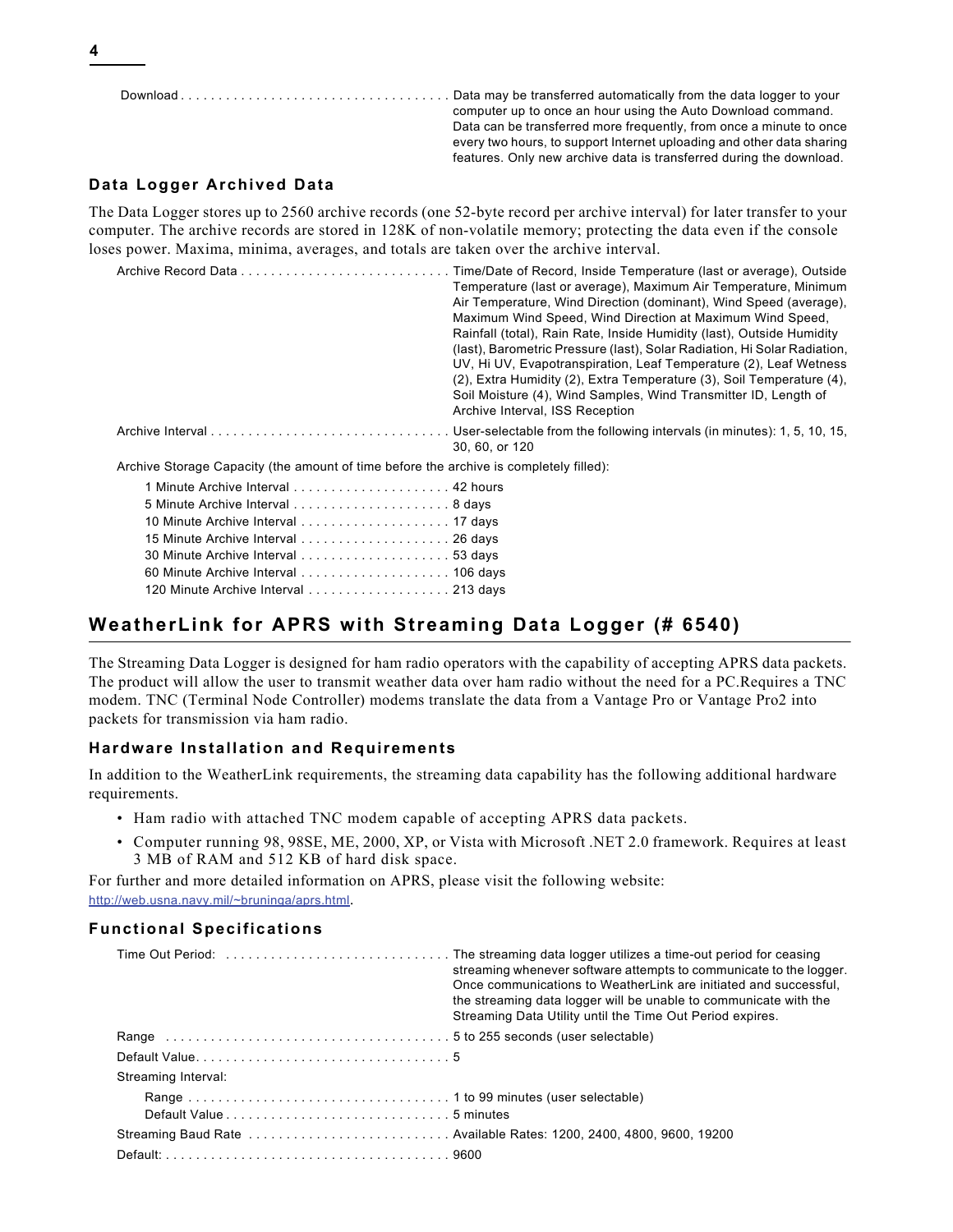Download . . . . . . . . . . . . . . . . . . . . . . . . . . . . . . . . . . . . Data may be transferred automatically from the data logger to your computer up to once an hour using the Auto Download command. Data can be transferred more frequently, from once a minute to once every two hours, to support Internet uploading and other data sharing features. Only new archive data is transferred during the download.

### Data Logger Archived Data

The Data Logger stores up to 2560 archive records (one 52-byte record per archive interval) for later transfer to your computer. The archive records are stored in 128K of non-volatile memory; protecting the data even if the console loses power. Maxima, minima, averages, and totals are taken over the archive interval.

Archive Record Data . . . . . . . . . . . . . . . . . . . . . . . . . . . Time/Date of Record, Inside Temperature (last or average), Outside Temperature (last or average), Maximum Air Temperature, Minimum Air Temperature, Wind Direction (dominant), Wind Speed (average), Maximum Wind Speed, Wind Direction at Maximum Wind Speed, Rainfall (total), Rain Rate, Inside Humidity (last), Outside Humidity (last), Barometric Pressure (last), Solar Radiation, Hi Solar Radiation, UV, Hi UV, Evapotranspiration, Leaf Temperature (2), Leaf Wetness (2), Extra Humidity (2), Extra Temperature (3), Soil Temperature (4), Soil Moisture (4), Wind Samples, Wind Transmitter ID, Length of Archive Interval, ISS Reception

Archive Interval . . . . . . . . . . . . . . . . . . . . . . . . . . . . . . . User-selectable from the following intervals (in minutes): 1, 5, 10, 15, 30, 60, or 120

Archive Storage Capacity (the amount of time before the archive is completely filled):

- 1 Minute Archive Interval . . . . . . . . . . . . . . . . . . . . . 42 hours
- 5 Minute Archive Interval . . . . . . . . . . . . . . . . . . . . . 8 days
- 10 Minute Archive Interval . . . . . . . . . . . . . . . . . . . . 17 days
- 15 Minute Archive Interval . . . . . . . . . . . . . . . . . . . . 26 days
- 30 Minute Archive Interval . . . . . . . . . . . . . . . . . . . . 53 days
- 60 Minute Archive Interval . . . . . . . . . . . . . . . . . . . . 106 days
- 120 Minute Archive Interval . . . . . . . . . . . . . . . . . . . 213 days

## WeatherLink for APRS with Streaming Data Logger (# 6540)

The Streaming Data Logger is designed for ham radio operators with the capability of accepting APRS data packets. The product will allow the user to transmit weather data over ham radio without the need for a PC.Requires a TNC modem. TNC (Terminal Node Controller) modems translate the data from a Vantage Pro or Vantage Pro2 into packets for transmission via ham radio.

### Hardware Installation and Requirements

In addition to the WeatherLink requirements, the streaming data capability has the following additional hardware requirements.

- Ham radio with attached TNC modem capable of accepting APRS data packets.
- Computer running 98, 98SE, ME, 2000, XP, or Vista with Microsoft .NET 2.0 framework. Requires at least 3 MB of RAM and 512 KB of hard disk space.

For further and more detailed information on APRS, please visit the following website: http://web.usna.navy.mil/~bruninga/aprs.html.

### Functional Specifications

Time Out Period: . . . . . . . . . . . . . . . . . . . . . . . . . . . . . The streaming data logger utilizes a time-out period for ceasing streaming whenever software attempts to communicate to the logger. Once communications to WeatherLink are initiated and successful, the streaming data logger will be unable to communicate with the Streaming Data Utility until the Time Out Period expires.

Range . . . . . . . . . . . . . . . . . . . . . . . . . . . . . . . . . . . . . . 5 to 255 seconds (user selectable)

Default Value. . . . . . . . . . . . . . . . . . . . . . . . . . . . . . . . . . 5

Streaming Interval:

- Range . . . . . . . . . . . . . . . . . . . . . . . . . . . . . . . . . . . 1 to 99 minutes (user selectable)
- Default Value . . . . . . . . . . . . . . . . . . . . . . . . . . . . . 5 minutes

Streaming Baud Rate . . . . . . . . . . . . . . . . . . . . . . . . . . Available Rates: 1200, 2400, 4800, 9600, 19200

Default: . . . . . . . . . . . . . . . . . . . . . . . . . . . . . . . . . . . . . 9600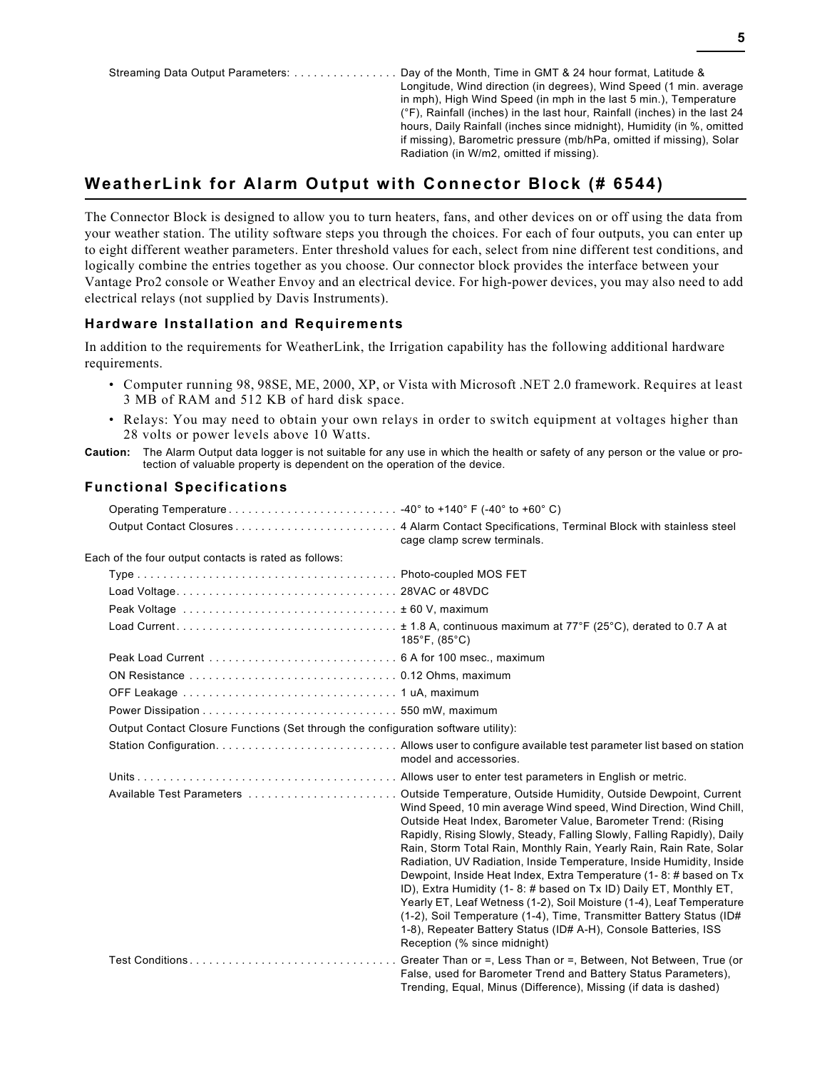| | |
|---|---|
| Streaming Data Output Parameters: | Day of the Month, Time in GMT & 24 hour format, Latitude & Longitude, Wind direction (in degrees), Wind Speed (1 min. average in mph), High Wind Speed (in mph in the last 5 min.), Temperature (°F), Rainfall (inches) in the last hour, Rainfall (inches) in the last 24 hours, Daily Rainfall (inches since midnight), Humidity (in %, omitted if missing), Barometric pressure (mb/hPa, omitted if missing), Solar Radiation (in W/m2, omitted if missing). |

## WeatherLink for Alarm Output with Connector Block (# 6544)

The Connector Block is designed to allow you to turn heaters, fans, and other devices on or off using the data from your weather station. The utility software steps you through the choices. For each of four outputs, you can enter up to eight different weather parameters. Enter threshold values for each, select from nine different test conditions, and logically combine the entries together as you choose. Our connector block provides the interface between your Vantage Pro2 console or Weather Envoy and an electrical device. For high-power devices, you may also need to add electrical relays (not supplied by Davis Instruments).

### Hardware Installation and Requirements

In addition to the requirements for WeatherLink, the Irrigation capability has the following additional hardware requirements.

- Computer running 98, 98SE, ME, 2000, XP, or Vista with Microsoft .NET 2.0 framework. Requires at least 3 MB of RAM and 512 KB of hard disk space.
- Relays: You may need to obtain your own relays in order to switch equipment at voltages higher than 28 volts or power levels above 10 Watts.

**Caution:** The Alarm Output data logger is not suitable for any use in which the health or safety of any person or the value or protection of valuable property is dependent on the operation of the device.

### Functional Specifications

| | |
|---|---|
| Operating Temperature | -40° to +140° F (-40° to +60° C) |
| Output Contact Closures | 4 Alarm Contact Specifications, Terminal Block with stainless steel cage clamp screw terminals. |

Each of the four output contacts is rated as follows:

| | |
|---|---|
| Type | Photo-coupled MOS FET |
| Load Voltage | 28VAC or 48VDC |
| Peak Voltage | ± 60 V, maximum |
| Load Current | ± 1.8 A, continuous maximum at 77°F (25°C), derated to 0.7 A at 185°F, (85°C) |
| Peak Load Current | 6 A for 100 msec., maximum |
| ON Resistance | 0.12 Ohms, maximum |
| OFF Leakage | 1 uA, maximum |
| Power Dissipation | 550 mW, maximum |

Output Contact Closure Functions (Set through the configuration software utility):

| | |
|---|---|
| Station Configuration | Allows user to configure available test parameter list based on station model and accessories. |
| Units | Allows user to enter test parameters in English or metric. |
| Available Test Parameters | Outside Temperature, Outside Humidity, Outside Dewpoint, Current Wind Speed, 10 min average Wind speed, Wind Direction, Wind Chill, Outside Heat Index, Barometer Value, Barometer Trend: (Rising Rapidly, Rising Slowly, Steady, Falling Slowly, Falling Rapidly), Daily Rain, Storm Total Rain, Monthly Rain, Yearly Rain, Rain Rate, Solar Radiation, UV Radiation, Inside Temperature, Inside Humidity, Inside Dewpoint, Inside Heat Index, Extra Temperature (1- 8: # based on Tx ID), Extra Humidity (1- 8: # based on Tx ID) Daily ET, Monthly ET, Yearly ET, Leaf Wetness (1-2), Soil Moisture (1-4), Leaf Temperature (1-2), Soil Temperature (1-4), Time, Transmitter Battery Status (ID# 1-8), Repeater Battery Status (ID# A-H), Console Batteries, ISS Reception (% since midnight) |
| Test Conditions | Greater Than or =, Less Than or =, Between, Not Between, True (or False, used for Barometer Trend and Battery Status Parameters), Trending, Equal, Minus (Difference), Missing (if data is dashed) |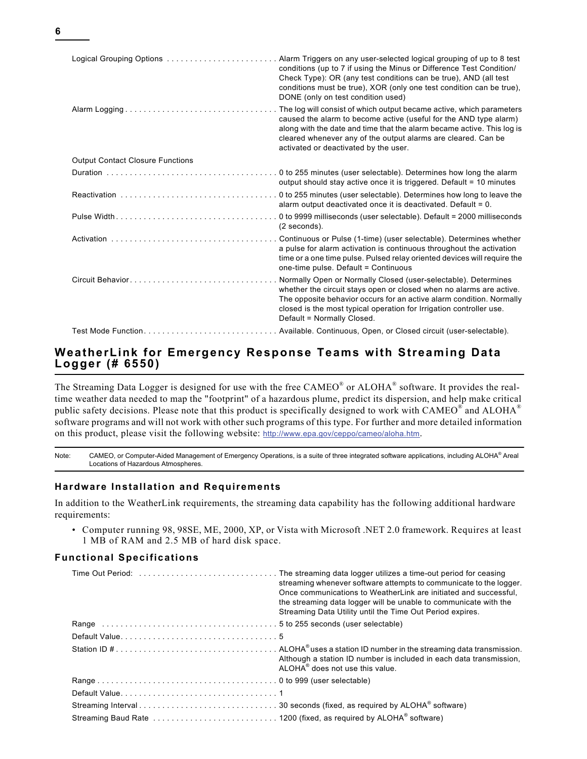| | |
|---|---|
| Logical Grouping Options | Alarm Triggers on any user-selected logical grouping of up to 8 test conditions (up to 7 if using the Minus or Difference Test Condition/ Check Type): OR (any test conditions can be true), AND (all test conditions must be true), XOR (only one test condition can be true), DONE (only on test condition used) |
| Alarm Logging | The log will consist of which output became active, which parameters caused the alarm to become active (useful for the AND type alarm) along with the date and time that the alarm became active. This log is cleared whenever any of the output alarms are cleared. Can be activated or deactivated by the user. |
| Output Contact Closure Functions | |
| Duration | 0 to 255 minutes (user selectable). Determines how long the alarm output should stay active once it is triggered. Default = 10 minutes |
| Reactivation | 0 to 255 minutes (user selectable). Determines how long to leave the alarm output deactivated once it is deactivated. Default = 0. |
| Pulse Width | 0 to 9999 milliseconds (user selectable). Default = 2000 milliseconds (2 seconds). |
| Activation | Continuous or Pulse (1-time) (user selectable). Determines whether a pulse for alarm activation is continuous throughout the activation time or a one time pulse. Pulsed relay oriented devices will require the one-time pulse. Default = Continuous |
| Circuit Behavior | Normally Open or Normally Closed (user-selectable). Determines whether the circuit stays open or closed when no alarms are active. The opposite behavior occurs for an active alarm condition. Normally closed is the most typical operation for Irrigation controller use. Default = Normally Closed. |
| Test Mode Function | Available. Continuous, Open, or Closed circuit (user-selectable). |

## WeatherLink for Emergency Response Teams with Streaming Data Logger (# 6550)

The Streaming Data Logger is designed for use with the free CAMEO® or ALOHA® software. It provides the real-time weather data needed to map the "footprint" of a hazardous plume, predict its dispersion, and help make critical public safety decisions. Please note that this product is specifically designed to work with CAMEO® and ALOHA® software programs and will not work with other such programs of this type. For further and more detailed information on this product, please visit the following website: http://www.epa.gov/ceppo/cameo/aloha.htm.

Note: CAMEO, or Computer-Aided Management of Emergency Operations, is a suite of three integrated software applications, including ALOHA® Areal Locations of Hazardous Atmospheres.

### Hardware Installation and Requirements

In addition to the WeatherLink requirements, the streaming data capability has the following additional hardware requirements:

- Computer running 98, 98SE, ME, 2000, XP, or Vista with Microsoft .NET 2.0 framework. Requires at least 1 MB of RAM and 2.5 MB of hard disk space.

### Functional Specifications

| | |
|---|---|
| Time Out Period: | The streaming data logger utilizes a time-out period for ceasing streaming whenever software attempts to communicate to the logger. Once communications to WeatherLink are initiated and successful, the streaming data logger will be unable to communicate with the Streaming Data Utility until the Time Out Period expires. |
| Range | 5 to 255 seconds (user selectable) |
| Default Value | 5 |
| Station ID # | ALOHA® uses a station ID number in the streaming data transmission. Although a station ID number is included in each data transmission, ALOHA® does not use this value. |
| Range | 0 to 999 (user selectable) |
| Default Value | 1 |
| Streaming Interval | 30 seconds (fixed, as required by ALOHA® software) |
| Streaming Baud Rate | 1200 (fixed, as required by ALOHA® software) |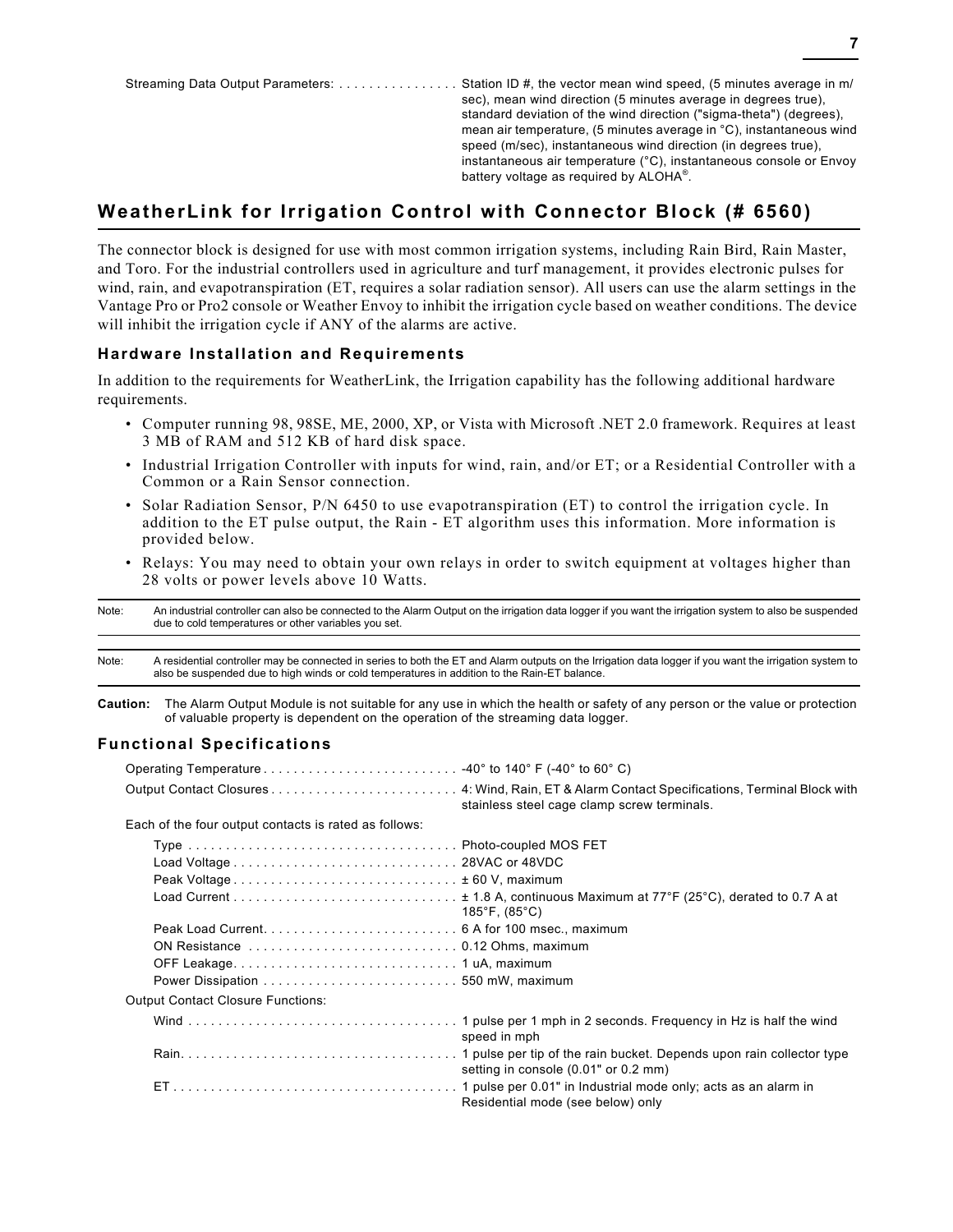Streaming Data Output Parameters: . . . . . . . . . . . . . . . . Station ID #, the vector mean wind speed, (5 minutes average in m/sec), mean wind direction (5 minutes average in degrees true), standard deviation of the wind direction ("sigma-theta") (degrees), mean air temperature, (5 minutes average in °C), instantaneous wind speed (m/sec), instantaneous wind direction (in degrees true), instantaneous air temperature (°C), instantaneous console or Envoy battery voltage as required by ALOHA®.

## WeatherLink for Irrigation Control with Connector Block (# 6560)

The connector block is designed for use with most common irrigation systems, including Rain Bird, Rain Master, and Toro. For the industrial controllers used in agriculture and turf management, it provides electronic pulses for wind, rain, and evapotranspiration (ET, requires a solar radiation sensor). All users can use the alarm settings in the Vantage Pro or Pro2 console or Weather Envoy to inhibit the irrigation cycle based on weather conditions. The device will inhibit the irrigation cycle if ANY of the alarms are active.

### Hardware Installation and Requirements

In addition to the requirements for WeatherLink, the Irrigation capability has the following additional hardware requirements.

- Computer running 98, 98SE, ME, 2000, XP, or Vista with Microsoft .NET 2.0 framework. Requires at least 3 MB of RAM and 512 KB of hard disk space.
- Industrial Irrigation Controller with inputs for wind, rain, and/or ET; or a Residential Controller with a Common or a Rain Sensor connection.
- Solar Radiation Sensor, P/N 6450 to use evapotranspiration (ET) to control the irrigation cycle. In addition to the ET pulse output, the Rain - ET algorithm uses this information. More information is provided below.
- Relays: You may need to obtain your own relays in order to switch equipment at voltages higher than 28 volts or power levels above 10 Watts.

Note: An industrial controller can also be connected to the Alarm Output on the irrigation data logger if you want the irrigation system to also be suspended due to cold temperatures or other variables you set.

Note: A residential controller may be connected in series to both the ET and Alarm outputs on the Irrigation data logger if you want the irrigation system to also be suspended due to high winds or cold temperatures in addition to the Rain-ET balance.

**Caution:** The Alarm Output Module is not suitable for any use in which the health or safety of any person or the value or protection of valuable property is dependent on the operation of the streaming data logger.

### Functional Specifications

Operating Temperature . . . . . . . . . . . . . . . . . . . . . . . . . -40° to 140° F (-40° to 60° C)

Output Contact Closures . . . . . . . . . . . . . . . . . . . . . . . . 4: Wind, Rain, ET & Alarm Contact Specifications, Terminal Block with stainless steel cage clamp screw terminals.

Each of the four output contacts is rated as follows:

- Type . . . . . . . . . . . . . . . . . . . . . . . . . . . . . . . . . . . Photo-coupled MOS FET
- Load Voltage . . . . . . . . . . . . . . . . . . . . . . . . . . . . . 28VAC or 48VDC
- Peak Voltage . . . . . . . . . . . . . . . . . . . . . . . . . . . . . ± 60 V, maximum
- Load Current . . . . . . . . . . . . . . . . . . . . . . . . . . . . . ± 1.8 A, continuous Maximum at 77°F (25°C), derated to 0.7 A at 185°F, (85°C)
- Peak Load Current. . . . . . . . . . . . . . . . . . . . . . . . . 6 A for 100 msec., maximum
- ON Resistance . . . . . . . . . . . . . . . . . . . . . . . . . . . 0.12 Ohms, maximum
- OFF Leakage. . . . . . . . . . . . . . . . . . . . . . . . . . . . . 1 uA, maximum
- Power Dissipation . . . . . . . . . . . . . . . . . . . . . . . . . 550 mW, maximum

Output Contact Closure Functions:

- Wind . . . . . . . . . . . . . . . . . . . . . . . . . . . . . . . . . . . 1 pulse per 1 mph in 2 seconds. Frequency in Hz is half the wind speed in mph
- Rain. . . . . . . . . . . . . . . . . . . . . . . . . . . . . . . . . . . . 1 pulse per tip of the rain bucket. Depends upon rain collector type setting in console (0.01" or 0.2 mm)
- ET . . . . . . . . . . . . . . . . . . . . . . . . . . . . . . . . . . . . . 1 pulse per 0.01" in Industrial mode only; acts as an alarm in Residential mode (see below) only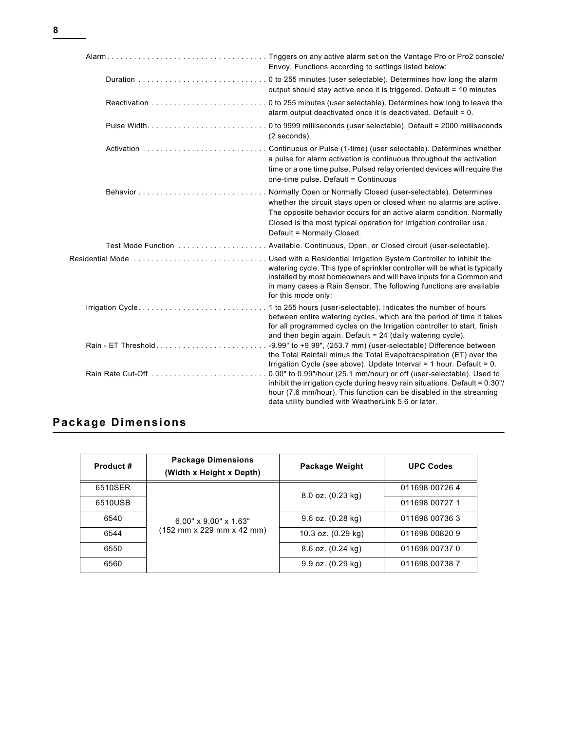Alarm . . . . . . . . . . . . . . . . . . . . . . . . . . . . . . . . . . . . Triggers on any active alarm set on the Vantage Pro or Pro2 console/ Envoy. Functions according to settings listed below:

Duration . . . . . . . . . . . . . . . . . . . . . . . . . . . . . 0 to 255 minutes (user selectable). Determines how long the alarm output should stay active once it is triggered. Default = 10 minutes

Reactivation . . . . . . . . . . . . . . . . . . . . . . . . . . 0 to 255 minutes (user selectable). Determines how long to leave the alarm output deactivated once it is deactivated. Default = 0.

Pulse Width. . . . . . . . . . . . . . . . . . . . . . . . . . . 0 to 9999 milliseconds (user selectable). Default = 2000 milliseconds (2 seconds).

Activation . . . . . . . . . . . . . . . . . . . . . . . . . . . . Continuous or Pulse (1-time) (user selectable). Determines whether a pulse for alarm activation is continuous throughout the activation time or a one time pulse. Pulsed relay oriented devices will require the one-time pulse. Default = Continuous

Behavior . . . . . . . . . . . . . . . . . . . . . . . . . . . . Normally Open or Normally Closed (user-selectable). Determines whether the circuit stays open or closed when no alarms are active. The opposite behavior occurs for an active alarm condition. Normally Closed is the most typical operation for Irrigation controller use. Default = Normally Closed.

Test Mode Function . . . . . . . . . . . . . . . . . . . Available. Continuous, Open, or Closed circuit (user-selectable).

Residential Mode . . . . . . . . . . . . . . . . . . . . . . . . . . . . . Used with a Residential Irrigation System Controller to inhibit the watering cycle. This type of sprinkler controller will be what is typically installed by most homeowners and will have inputs for a Common and in many cases a Rain Sensor. The following functions are available for this mode only:

Irrigation Cycle. . . . . . . . . . . . . . . . . . . . . . . . . . . . 1 to 255 hours (user-selectable). Indicates the number of hours between entire watering cycles, which are the period of time it takes for all programmed cycles on the Irrigation controller to start, finish and then begin again. Default = 24 (daily watering cycle).

Rain - ET Threshold. . . . . . . . . . . . . . . . . . . . . . . . . -9.99" to +9.99", (253.7 mm) (user-selectable) Difference between the Total Rainfall minus the Total Evapotranspiration (ET) over the Irrigation Cycle (see above). Update Interval = 1 hour. Default = 0.

Rain Rate Cut-Off . . . . . . . . . . . . . . . . . . . . . . . . . 0.00" to 0.99"/hour (25.1 mm/hour) or off (user-selectable). Used to inhibit the irrigation cycle during heavy rain situations. Default = 0.30"/ hour (7.6 mm/hour). This function can be disabled in the streaming data utility bundled with WeatherLink 5.6 or later.

## Package Dimensions

| Product # | Package Dimensions (Width x Height x Depth) | Package Weight | UPC Codes |
|---|---|---|---|
| 6510SER | 6.00" x 9.00" x 1.63" (152 mm x 229 mm x 42 mm) | 8.0 oz. (0.23 kg) | 011698 00726 4 |
| 6510USB | | | 011698 00727 1 |
| 6540 | | 9.6 oz. (0.28 kg) | 011698 00736 3 |
| 6544 | | 10.3 oz. (0.29 kg) | 011698 00820 9 |
| 6550 | | 8.6 oz. (0.24 kg) | 011698 00737 0 |
| 6560 | | 9.9 oz. (0.29 kg) | 011698 00738 7 |